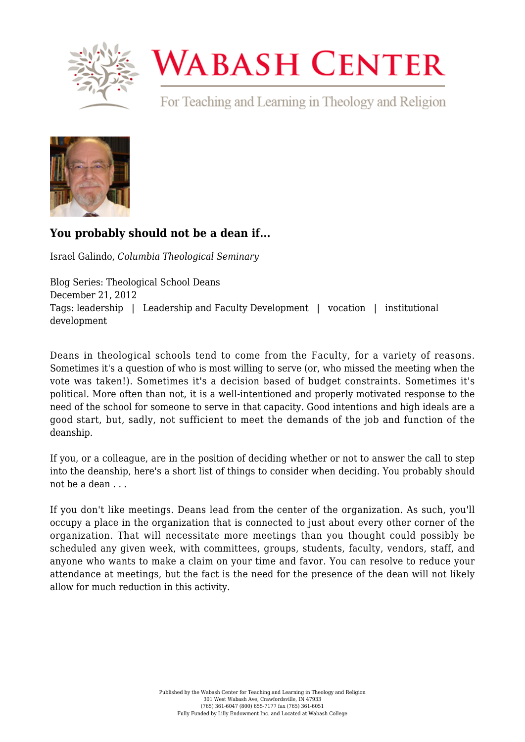# WABASH CENTER

For Teaching and Learning in Theology and Religion

## You probably should not be a dean if...

Israel Galindo, *Columbia Theological Seminary*

Blog Series: Theological School Deans
December 21, 2012
Tags: leadership | Leadership and Faculty Development | vocation | institutional development

Deans in theological schools tend to come from the Faculty, for a variety of reasons. Sometimes it's a question of who is most willing to serve (or, who missed the meeting when the vote was taken!). Sometimes it's a decision based of budget constraints. Sometimes it's political. More often than not, it is a well-intentioned and properly motivated response to the need of the school for someone to serve in that capacity. Good intentions and high ideals are a good start, but, sadly, not sufficient to meet the demands of the job and function of the deanship.

If you, or a colleague, are in the position of deciding whether or not to answer the call to step into the deanship, here's a short list of things to consider when deciding. You probably should not be a dean . . .

If you don't like meetings. Deans lead from the center of the organization. As such, you'll occupy a place in the organization that is connected to just about every other corner of the organization. That will necessitate more meetings than you thought could possibly be scheduled any given week, with committees, groups, students, faculty, vendors, staff, and anyone who wants to make a claim on your time and favor. You can resolve to reduce your attendance at meetings, but the fact is the need for the presence of the dean will not likely allow for much reduction in this activity.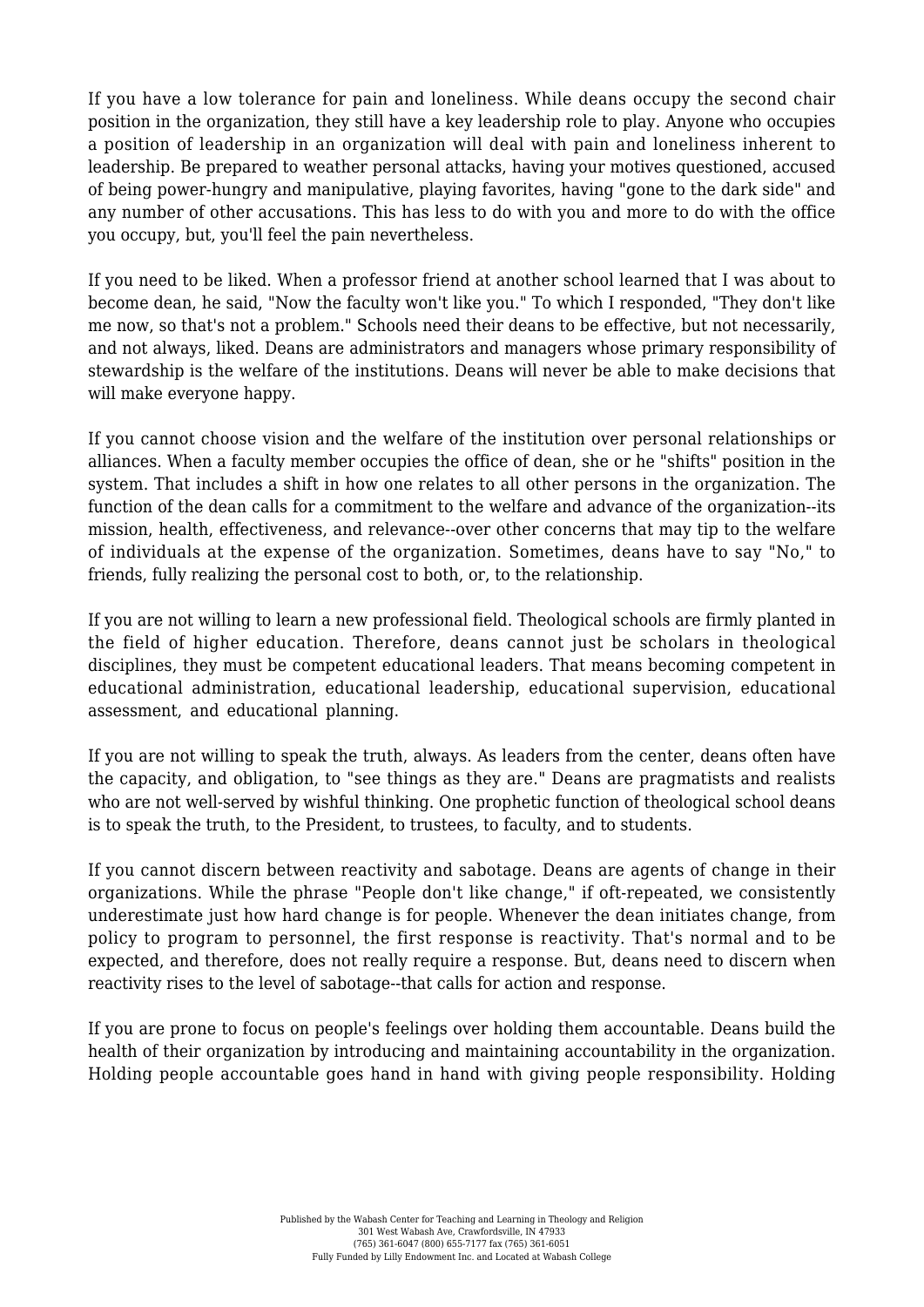If you have a low tolerance for pain and loneliness. While deans occupy the second chair position in the organization, they still have a key leadership role to play. Anyone who occupies a position of leadership in an organization will deal with pain and loneliness inherent to leadership. Be prepared to weather personal attacks, having your motives questioned, accused of being power-hungry and manipulative, playing favorites, having "gone to the dark side" and any number of other accusations. This has less to do with you and more to do with the office you occupy, but, you'll feel the pain nevertheless.

If you need to be liked. When a professor friend at another school learned that I was about to become dean, he said, "Now the faculty won't like you." To which I responded, "They don't like me now, so that's not a problem." Schools need their deans to be effective, but not necessarily, and not always, liked. Deans are administrators and managers whose primary responsibility of stewardship is the welfare of the institutions. Deans will never be able to make decisions that will make everyone happy.

If you cannot choose vision and the welfare of the institution over personal relationships or alliances. When a faculty member occupies the office of dean, she or he "shifts" position in the system. That includes a shift in how one relates to all other persons in the organization. The function of the dean calls for a commitment to the welfare and advance of the organization--its mission, health, effectiveness, and relevance--over other concerns that may tip to the welfare of individuals at the expense of the organization. Sometimes, deans have to say "No," to friends, fully realizing the personal cost to both, or, to the relationship.

If you are not willing to learn a new professional field. Theological schools are firmly planted in the field of higher education. Therefore, deans cannot just be scholars in theological disciplines, they must be competent educational leaders. That means becoming competent in educational administration, educational leadership, educational supervision, educational assessment, and educational planning.

If you are not willing to speak the truth, always. As leaders from the center, deans often have the capacity, and obligation, to "see things as they are." Deans are pragmatists and realists who are not well-served by wishful thinking. One prophetic function of theological school deans is to speak the truth, to the President, to trustees, to faculty, and to students.

If you cannot discern between reactivity and sabotage. Deans are agents of change in their organizations. While the phrase "People don't like change," if oft-repeated, we consistently underestimate just how hard change is for people. Whenever the dean initiates change, from policy to program to personnel, the first response is reactivity. That's normal and to be expected, and therefore, does not really require a response. But, deans need to discern when reactivity rises to the level of sabotage--that calls for action and response.

If you are prone to focus on people's feelings over holding them accountable. Deans build the health of their organization by introducing and maintaining accountability in the organization. Holding people accountable goes hand in hand with giving people responsibility. Holding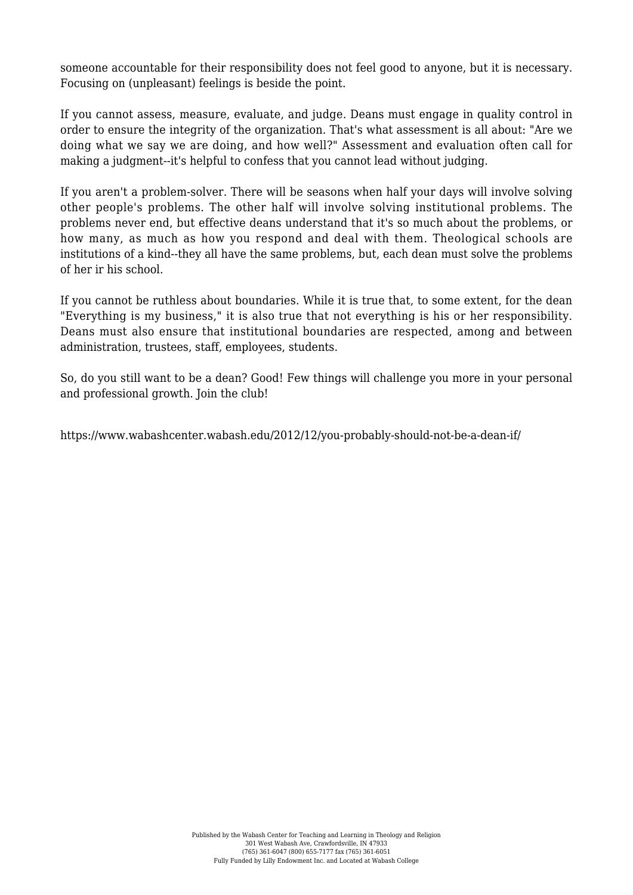someone accountable for their responsibility does not feel good to anyone, but it is necessary. Focusing on (unpleasant) feelings is beside the point.

If you cannot assess, measure, evaluate, and judge. Deans must engage in quality control in order to ensure the integrity of the organization. That's what assessment is all about: "Are we doing what we say we are doing, and how well?" Assessment and evaluation often call for making a judgment--it's helpful to confess that you cannot lead without judging.

If you aren't a problem-solver. There will be seasons when half your days will involve solving other people's problems. The other half will involve solving institutional problems. The problems never end, but effective deans understand that it's so much about the problems, or how many, as much as how you respond and deal with them. Theological schools are institutions of a kind--they all have the same problems, but, each dean must solve the problems of her ir his school.

If you cannot be ruthless about boundaries. While it is true that, to some extent, for the dean "Everything is my business," it is also true that not everything is his or her responsibility. Deans must also ensure that institutional boundaries are respected, among and between administration, trustees, staff, employees, students.

So, do you still want to be a dean? Good! Few things will challenge you more in your personal and professional growth. Join the club!

https://www.wabashcenter.wabash.edu/2012/12/you-probably-should-not-be-a-dean-if/